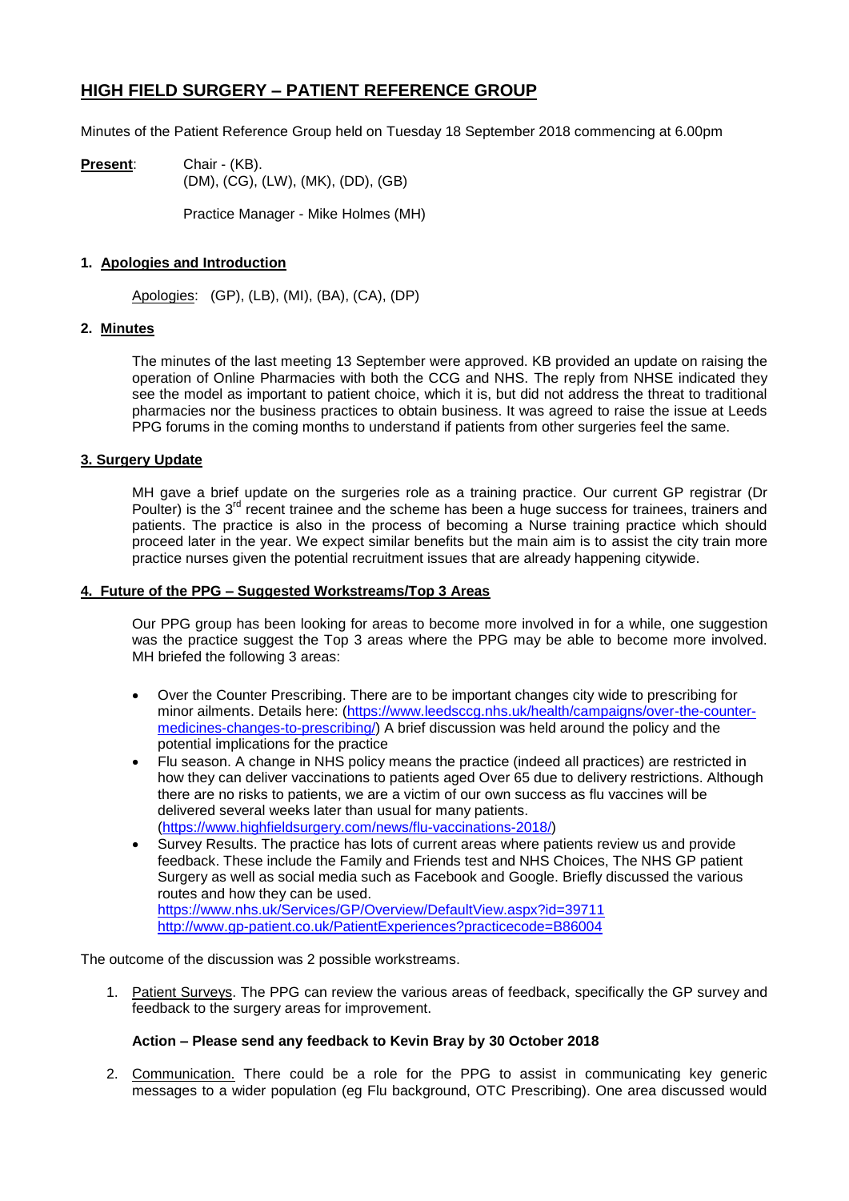# HIGH FIELD SURGERY – PATIENT REFERENCE GROUP

Minutes of the Patient Reference Group held on Tuesday 18 September 2018 commencing at 6.00pm

**Present**: Chair - (KB).
(DM), (CG), (LW), (MK), (DD), (GB)

Practice Manager - Mike Holmes (MH)

## 1. Apologies and Introduction

Apologies: (GP), (LB), (MI), (BA), (CA), (DP)

## 2. Minutes

The minutes of the last meeting 13 September were approved. KB provided an update on raising the operation of Online Pharmacies with both the CCG and NHS. The reply from NHSE indicated they see the model as important to patient choice, which it is, but did not address the threat to traditional pharmacies nor the business practices to obtain business. It was agreed to raise the issue at Leeds PPG forums in the coming months to understand if patients from other surgeries feel the same.

## 3. Surgery Update

MH gave a brief update on the surgeries role as a training practice. Our current GP registrar (Dr Poulter) is the 3rd recent trainee and the scheme has been a huge success for trainees, trainers and patients. The practice is also in the process of becoming a Nurse training practice which should proceed later in the year. We expect similar benefits but the main aim is to assist the city train more practice nurses given the potential recruitment issues that are already happening citywide.

## 4. Future of the PPG – Suggested Workstreams/Top 3 Areas

Our PPG group has been looking for areas to become more involved in for a while, one suggestion was the practice suggest the Top 3 areas where the PPG may be able to become more involved. MH briefed the following 3 areas:

- Over the Counter Prescribing. There are to be important changes city wide to prescribing for minor ailments. Details here: (https://www.leedsccg.nhs.uk/health/campaigns/over-the-counter-medicines-changes-to-prescribing/) A brief discussion was held around the policy and the potential implications for the practice
- Flu season. A change in NHS policy means the practice (indeed all practices) are restricted in how they can deliver vaccinations to patients aged Over 65 due to delivery restrictions. Although there are no risks to patients, we are a victim of our own success as flu vaccines will be delivered several weeks later than usual for many patients. (https://www.highfieldsurgery.com/news/flu-vaccinations-2018/)
- Survey Results. The practice has lots of current areas where patients review us and provide feedback. These include the Family and Friends test and NHS Choices, The NHS GP patient Surgery as well as social media such as Facebook and Google. Briefly discussed the various routes and how they can be used.
  https://www.nhs.uk/Services/GP/Overview/DefaultView.aspx?id=39711
  http://www.gp-patient.co.uk/PatientExperiences?practicecode=B86004

The outcome of the discussion was 2 possible workstreams.

1. Patient Surveys. The PPG can review the various areas of feedback, specifically the GP survey and feedback to the surgery areas for improvement.

   **Action – Please send any feedback to Kevin Bray by 30 October 2018**

2. Communication. There could be a role for the PPG to assist in communicating key generic messages to a wider population (eg Flu background, OTC Prescribing). One area discussed would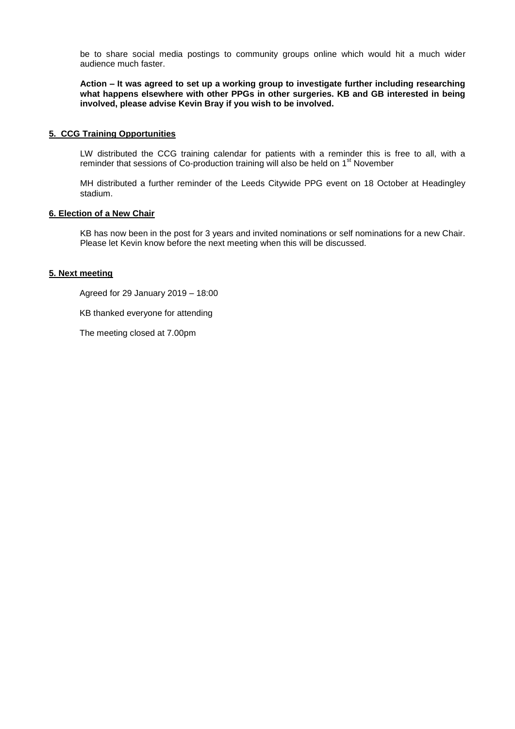be to share social media postings to community groups online which would hit a much wider audience much faster.

**Action – It was agreed to set up a working group to investigate further including researching what happens elsewhere with other PPGs in other surgeries. KB and GB interested in being involved, please advise Kevin Bray if you wish to be involved.**

## 5. CCG Training Opportunities

LW distributed the CCG training calendar for patients with a reminder this is free to all, with a reminder that sessions of Co-production training will also be held on 1st November

MH distributed a further reminder of the Leeds Citywide PPG event on 18 October at Headingley stadium.

## 6. Election of a New Chair

KB has now been in the post for 3 years and invited nominations or self nominations for a new Chair. Please let Kevin know before the next meeting when this will be discussed.

## 5. Next meeting

Agreed for 29 January 2019 – 18:00

KB thanked everyone for attending

The meeting closed at 7.00pm